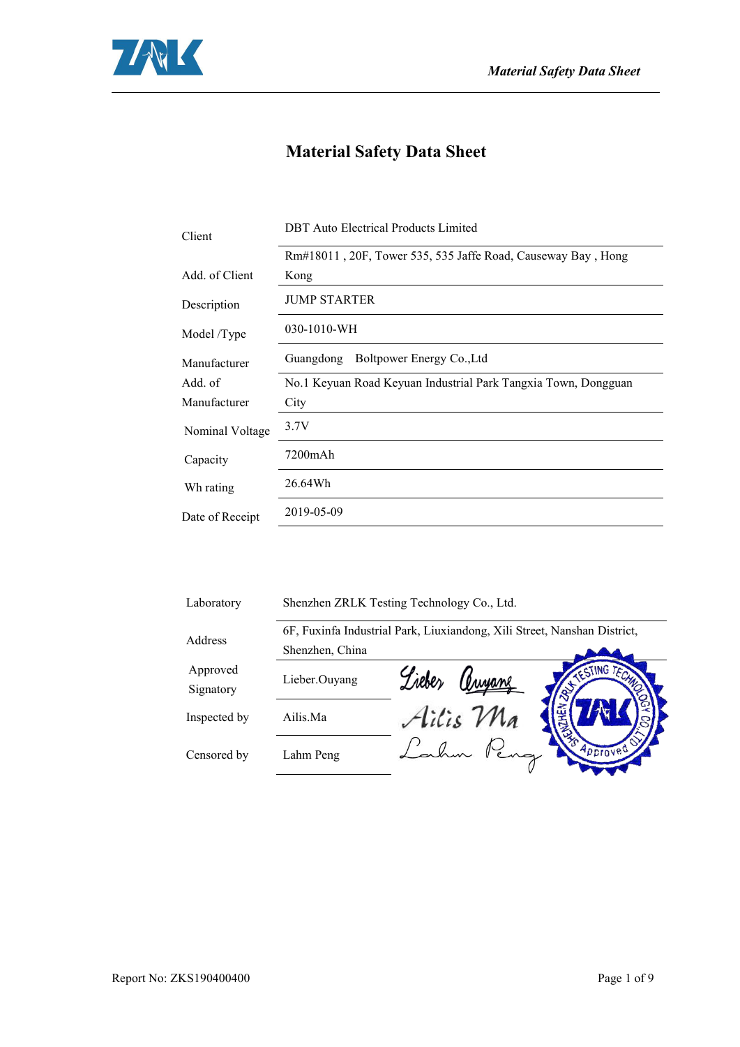# Material Safety Data Sheet

| | |
|---|---|
| Client | DBT Auto Electrical Products Limited |
| Add. of Client | Rm#18011 , 20F, Tower 535, 535 Jaffe Road, Causeway Bay , Hong Kong |
| Description | JUMP STARTER |
| Model /Type | 030-1010-WH |
| Manufacturer | Guangdong Boltpower Energy Co.,Ltd |
| Add. of Manufacturer | No.1 Keyuan Road Keyuan Industrial Park Tangxia Town, Dongguan City |
| Nominal Voltage | 3.7V |
| Capacity | 7200mAh |
| Wh rating | 26.64Wh |
| Date of Receipt | 2019-05-09 |

| | |
|---|---|
| Laboratory | Shenzhen ZRLK Testing Technology Co., Ltd. |
| Address | 6F, Fuxinfa Industrial Park, Liuxiandong, Xili Street, Nanshan District, Shenzhen, China |
| Approved Signatory | Lieber.Ouyang |
| Inspected by | Ailis.Ma |
| Censored by | Lahm Peng |

Report No: ZKS190400400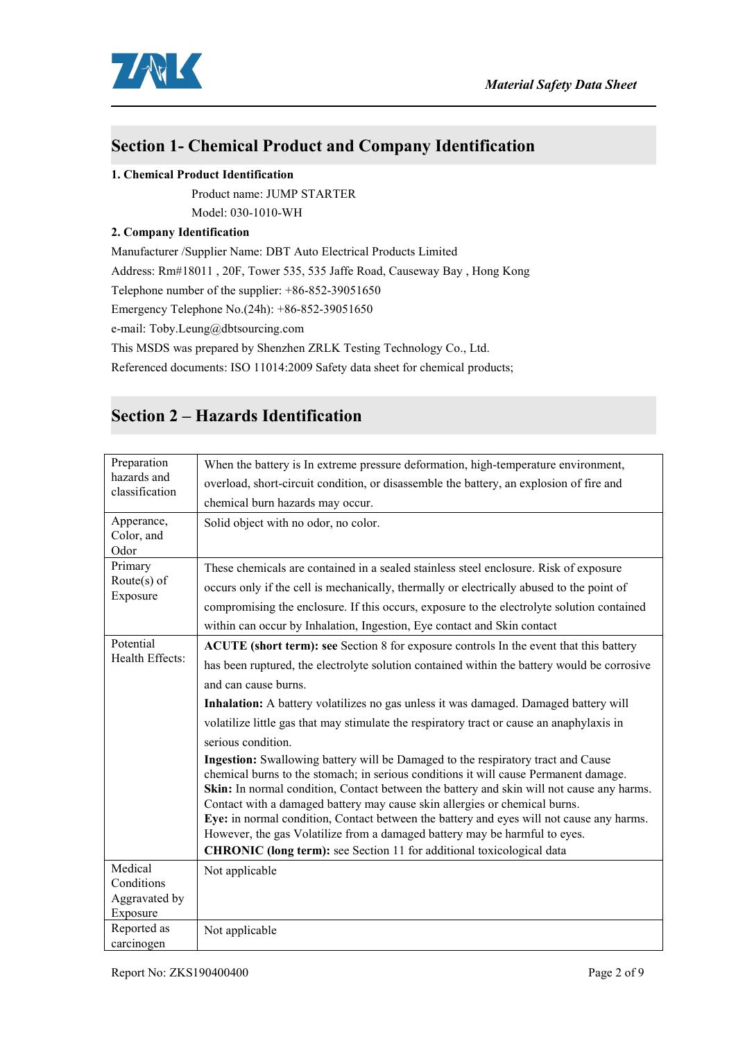## Section 1- Chemical Product and Company Identification

**1. Chemical Product Identification**

Product name: JUMP STARTER

Model: 030-1010-WH

**2. Company Identification**

Manufacturer /Supplier Name: DBT Auto Electrical Products Limited

Address: Rm#18011 , 20F, Tower 535, 535 Jaffe Road, Causeway Bay , Hong Kong

Telephone number of the supplier: +86-852-39051650

Emergency Telephone No.(24h): +86-852-39051650

e-mail: Toby.Leung@dbtsourcing.com

This MSDS was prepared by Shenzhen ZRLK Testing Technology Co., Ltd.

Referenced documents: ISO 11014:2009 Safety data sheet for chemical products;

## Section 2 – Hazards Identification

| | |
|---|---|
| Preparation hazards and classification | When the battery is In extreme pressure deformation, high-temperature environment, overload, short-circuit condition, or disassemble the battery, an explosion of fire and chemical burn hazards may occur. |
| Apperance, Color, and Odor | Solid object with no odor, no color. |
| Primary Route(s) of Exposure | These chemicals are contained in a sealed stainless steel enclosure. Risk of exposure occurs only if the cell is mechanically, thermally or electrically abused to the point of compromising the enclosure. If this occurs, exposure to the electrolyte solution contained within can occur by Inhalation, Ingestion, Eye contact and Skin contact |
| Potential Health Effects: | **ACUTE (short term): see** Section 8 for exposure controls In the event that this battery has been ruptured, the electrolyte solution contained within the battery would be corrosive and can cause burns.<br>**Inhalation:** A battery volatilizes no gas unless it was damaged. Damaged battery will volatilize little gas that may stimulate the respiratory tract or cause an anaphylaxis in serious condition.<br>**Ingestion:** Swallowing battery will be Damaged to the respiratory tract and Cause chemical burns to the stomach; in serious conditions it will cause Permanent damage.<br>**Skin:** In normal condition, Contact between the battery and skin will not cause any harms. Contact with a damaged battery may cause skin allergies or chemical burns.<br>**Eye:** in normal condition, Contact between the battery and eyes will not cause any harms. However, the gas Volatilize from a damaged battery may be harmful to eyes.<br>**CHRONIC (long term):** see Section 11 for additional toxicological data |
| Medical Conditions Aggravated by Exposure | Not applicable |
| Reported as carcinogen | Not applicable |

Report No: ZKS190400400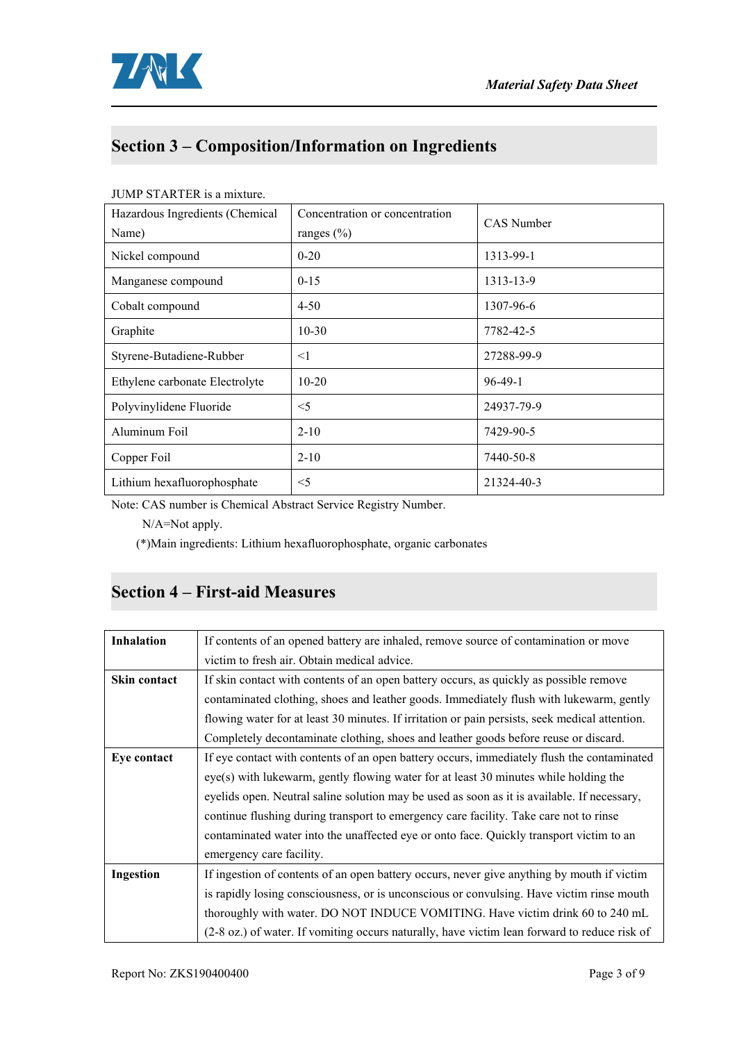## Section 3 – Composition/Information on Ingredients

JUMP STARTER is a mixture.

| Hazardous Ingredients (Chemical Name) | Concentration or concentration ranges (%) | CAS Number |
|---|---|---|
| Nickel compound | 0-20 | 1313-99-1 |
| Manganese compound | 0-15 | 1313-13-9 |
| Cobalt compound | 4-50 | 1307-96-6 |
| Graphite | 10-30 | 7782-42-5 |
| Styrene-Butadiene-Rubber | <1 | 27288-99-9 |
| Ethylene carbonate Electrolyte | 10-20 | 96-49-1 |
| Polyvinylidene Fluoride | <5 | 24937-79-9 |
| Aluminum Foil | 2-10 | 7429-90-5 |
| Copper Foil | 2-10 | 7440-50-8 |
| Lithium hexafluorophosphate | <5 | 21324-40-3 |

Note: CAS number is Chemical Abstract Service Registry Number.

N/A=Not apply.

(*)Main ingredients: Lithium hexafluorophosphate, organic carbonates

## Section 4 – First-aid Measures

| | |
|---|---|
| **Inhalation** | If contents of an opened battery are inhaled, remove source of contamination or move victim to fresh air. Obtain medical advice. |
| **Skin contact** | If skin contact with contents of an open battery occurs, as quickly as possible remove contaminated clothing, shoes and leather goods. Immediately flush with lukewarm, gently flowing water for at least 30 minutes. If irritation or pain persists, seek medical attention. Completely decontaminate clothing, shoes and leather goods before reuse or discard. |
| **Eye contact** | If eye contact with contents of an open battery occurs, immediately flush the contaminated eye(s) with lukewarm, gently flowing water for at least 30 minutes while holding the eyelids open. Neutral saline solution may be used as soon as it is available. If necessary, continue flushing during transport to emergency care facility. Take care not to rinse contaminated water into the unaffected eye or onto face. Quickly transport victim to an emergency care facility. |
| **Ingestion** | If ingestion of contents of an open battery occurs, never give anything by mouth if victim is rapidly losing consciousness, or is unconscious or convulsing. Have victim rinse mouth thoroughly with water. DO NOT INDUCE VOMITING. Have victim drink 60 to 240 mL (2-8 oz.) of water. If vomiting occurs naturally, have victim lean forward to reduce risk of |

Report No: ZKS190400400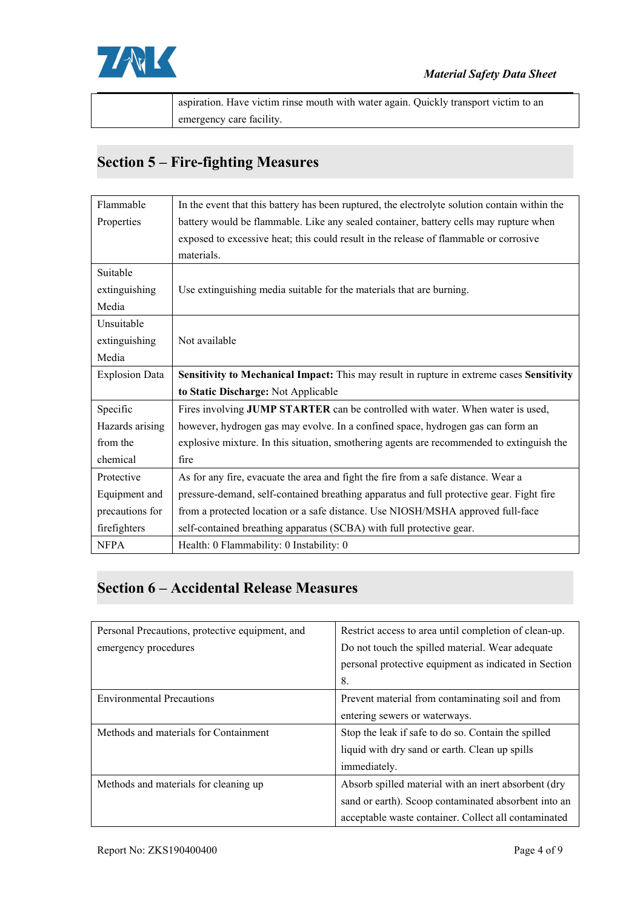| | aspiration. Have victim rinse mouth with water again. Quickly transport victim to an emergency care facility. |
|---|---|

## Section 5 – Fire-fighting Measures

| | |
|---|---|
| Flammable Properties | In the event that this battery has been ruptured, the electrolyte solution contain within the battery would be flammable. Like any sealed container, battery cells may rupture when exposed to excessive heat; this could result in the release of flammable or corrosive materials. |
| Suitable extinguishing Media | Use extinguishing media suitable for the materials that are burning. |
| Unsuitable extinguishing Media | Not available |
| Explosion Data | **Sensitivity to Mechanical Impact:** This may result in rupture in extreme cases **Sensitivity to Static Discharge:** Not Applicable |
| Specific Hazards arising from the chemical | Fires involving **JUMP STARTER** can be controlled with water. When water is used, however, hydrogen gas may evolve. In a confined space, hydrogen gas can form an explosive mixture. In this situation, smothering agents are recommended to extinguish the fire |
| Protective Equipment and precautions for firefighters | As for any fire, evacuate the area and fight the fire from a safe distance. Wear a pressure-demand, self-contained breathing apparatus and full protective gear. Fight fire from a protected location or a safe distance. Use NIOSH/MSHA approved full-face self-contained breathing apparatus (SCBA) with full protective gear. |
| NFPA | Health: 0 Flammability: 0 Instability: 0 |

## Section 6 – Accidental Release Measures

| | |
|---|---|
| Personal Precautions, protective equipment, and emergency procedures | Restrict access to area until completion of clean-up. Do not touch the spilled material. Wear adequate personal protective equipment as indicated in Section 8. |
| Environmental Precautions | Prevent material from contaminating soil and from entering sewers or waterways. |
| Methods and materials for Containment | Stop the leak if safe to do so. Contain the spilled liquid with dry sand or earth. Clean up spills immediately. |
| Methods and materials for cleaning up | Absorb spilled material with an inert absorbent (dry sand or earth). Scoop contaminated absorbent into an acceptable waste container. Collect all contaminated |

Report No: ZKS190400400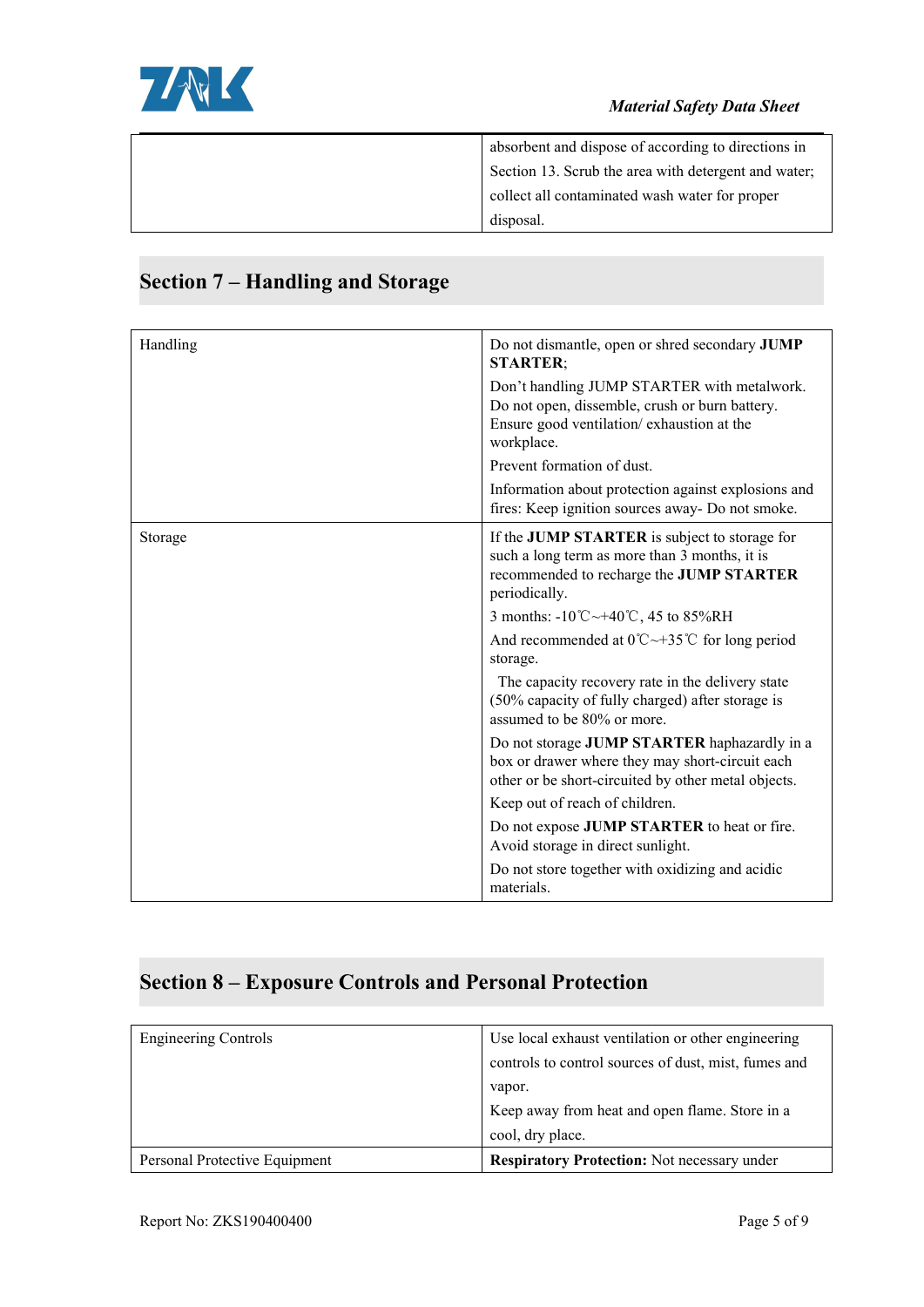| | |
|---|---|
| | absorbent and dispose of according to directions in Section 13. Scrub the area with detergent and water; collect all contaminated wash water for proper disposal. |

## Section 7 – Handling and Storage

| | |
|---|---|
| Handling | Do not dismantle, open or shred secondary **JUMP STARTER**;<br><br>Don't handling JUMP STARTER with metalwork. Do not open, dissemble, crush or burn battery. Ensure good ventilation/ exhaustion at the workplace.<br><br>Prevent formation of dust.<br><br>Information about protection against explosions and fires: Keep ignition sources away- Do not smoke. |
| Storage | If the **JUMP STARTER** is subject to storage for such a long term as more than 3 months, it is recommended to recharge the **JUMP STARTER** periodically.<br><br>3 months: -10℃~+40℃, 45 to 85%RH<br><br>And recommended at 0℃~+35℃ for long period storage.<br><br>The capacity recovery rate in the delivery state (50% capacity of fully charged) after storage is assumed to be 80% or more.<br><br>Do not storage **JUMP STARTER** haphazardly in a box or drawer where they may short-circuit each other or be short-circuited by other metal objects.<br><br>Keep out of reach of children.<br><br>Do not expose **JUMP STARTER** to heat or fire. Avoid storage in direct sunlight.<br><br>Do not store together with oxidizing and acidic materials. |

## Section 8 – Exposure Controls and Personal Protection

| | |
|---|---|
| Engineering Controls | Use local exhaust ventilation or other engineering controls to control sources of dust, mist, fumes and vapor.<br><br>Keep away from heat and open flame. Store in a cool, dry place. |
| Personal Protective Equipment | **Respiratory Protection:** Not necessary under |

Report No: ZKS190400400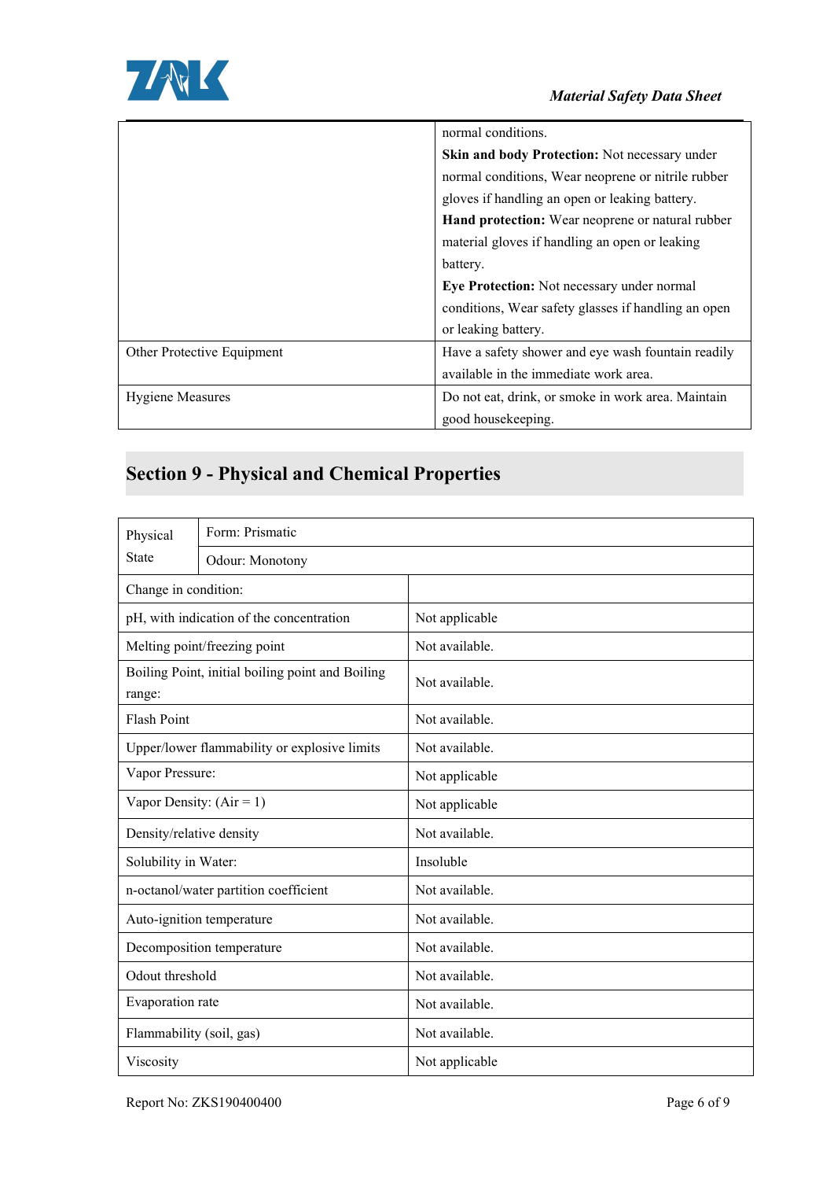| | |
|---|---|
| | normal conditions.<br>**Skin and body Protection:** Not necessary under normal conditions, Wear neoprene or nitrile rubber gloves if handling an open or leaking battery.<br>**Hand protection:** Wear neoprene or natural rubber material gloves if handling an open or leaking battery.<br>**Eye Protection:** Not necessary under normal conditions, Wear safety glasses if handling an open or leaking battery. |
| Other Protective Equipment | Have a safety shower and eye wash fountain readily available in the immediate work area. |
| Hygiene Measures | Do not eat, drink, or smoke in work area. Maintain good housekeeping. |

## Section 9 - Physical and Chemical Properties

| | | |
|---|---|---|
| Physical State | Form: Prismatic | |
| | Odour: Monotony | |
| Change in condition: | | |
| pH, with indication of the concentration | | Not applicable |
| Melting point/freezing point | | Not available. |
| Boiling Point, initial boiling point and Boiling range: | | Not available. |
| Flash Point | | Not available. |
| Upper/lower flammability or explosive limits | | Not available. |
| Vapor Pressure: | | Not applicable |
| Vapor Density: (Air = 1) | | Not applicable |
| Density/relative density | | Not available. |
| Solubility in Water: | | Insoluble |
| n-octanol/water partition coefficient | | Not available. |
| Auto-ignition temperature | | Not available. |
| Decomposition temperature | | Not available. |
| Odour threshold | | Not available. |
| Evaporation rate | | Not available. |
| Flammability (soil, gas) | | Not available. |
| Viscosity | | Not applicable |

Report No: ZKS190400400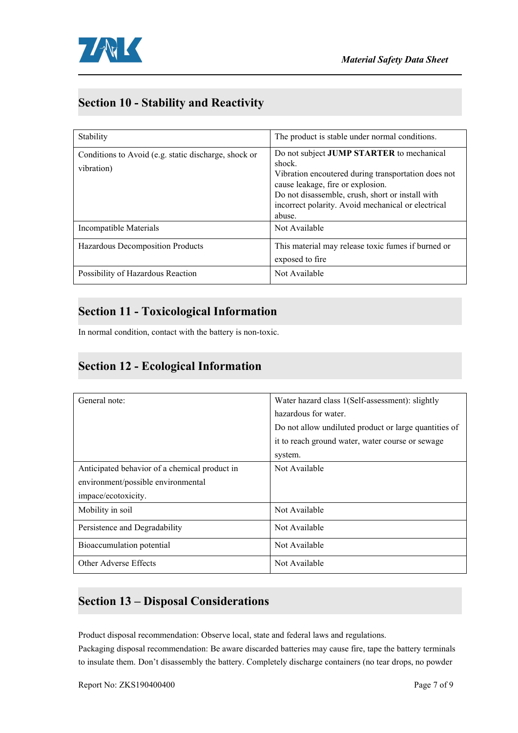## Section 10 - Stability and Reactivity

| Stability | The product is stable under normal conditions. |
|---|---|
| Conditions to Avoid (e.g. static discharge, shock or vibration) | Do not subject **JUMP STARTER** to mechanical shock.<br>Vibration encoutered during transportation does not cause leakage, fire or explosion.<br>Do not disassemble, crush, short or install with incorrect polarity. Avoid mechanical or electrical abuse. |
| Incompatible Materials | Not Available |
| Hazardous Decomposition Products | This material may release toxic fumes if burned or exposed to fire |
| Possibility of Hazardous Reaction | Not Available |

## Section 11 - Toxicological Information

In normal condition, contact with the battery is non-toxic.

## Section 12 - Ecological Information

| General note: | Water hazard class 1(Self-assessment): slightly hazardous for water.<br>Do not allow undiluted product or large quantities of it to reach ground water, water course or sewage system. |
|---|---|
| Anticipated behavior of a chemical product in environment/possible environmental impace/ecotoxicity. | Not Available |
| Mobility in soil | Not Available |
| Persistence and Degradability | Not Available |
| Bioaccumulation potential | Not Available |
| Other Adverse Effects | Not Available |

## Section 13 – Disposal Considerations

Product disposal recommendation: Observe local, state and federal laws and regulations.
Packaging disposal recommendation: Be aware discarded batteries may cause fire, tape the battery terminals to insulate them. Don't disassembly the battery. Completely discharge containers (no tear drops, no powder

Report No: ZKS190400400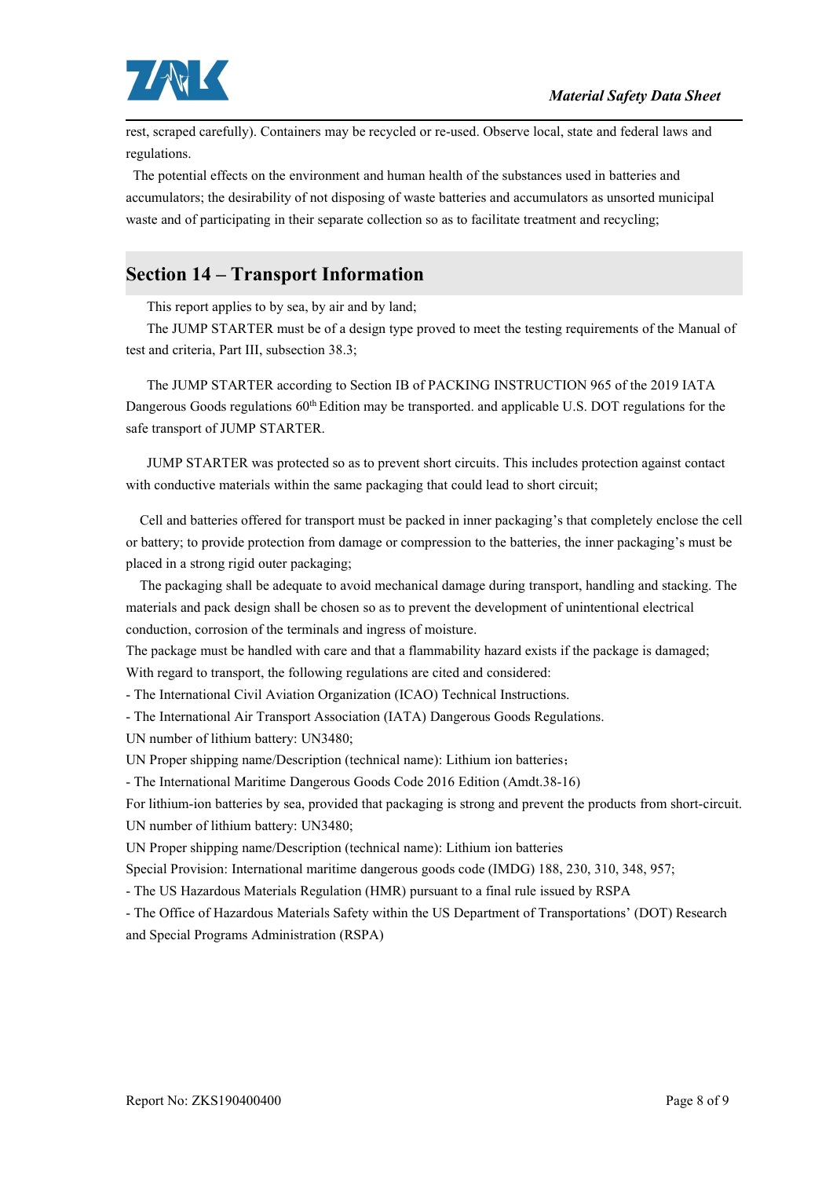rest, scraped carefully). Containers may be recycled or re-used. Observe local, state and federal laws and regulations.

The potential effects on the environment and human health of the substances used in batteries and accumulators; the desirability of not disposing of waste batteries and accumulators as unsorted municipal waste and of participating in their separate collection so as to facilitate treatment and recycling;

## Section 14 – Transport Information

This report applies to by sea, by air and by land;

The JUMP STARTER must be of a design type proved to meet the testing requirements of the Manual of test and criteria, Part III, subsection 38.3;

The JUMP STARTER according to Section IB of PACKING INSTRUCTION 965 of the 2019 IATA Dangerous Goods regulations 60th Edition may be transported. and applicable U.S. DOT regulations for the safe transport of JUMP STARTER.

JUMP STARTER was protected so as to prevent short circuits. This includes protection against contact with conductive materials within the same packaging that could lead to short circuit;

Cell and batteries offered for transport must be packed in inner packaging's that completely enclose the cell or battery; to provide protection from damage or compression to the batteries, the inner packaging's must be placed in a strong rigid outer packaging;

The packaging shall be adequate to avoid mechanical damage during transport, handling and stacking. The materials and pack design shall be chosen so as to prevent the development of unintentional electrical conduction, corrosion of the terminals and ingress of moisture.

The package must be handled with care and that a flammability hazard exists if the package is damaged;

With regard to transport, the following regulations are cited and considered:

- The International Civil Aviation Organization (ICAO) Technical Instructions.
- The International Air Transport Association (IATA) Dangerous Goods Regulations.

UN number of lithium battery: UN3480;

UN Proper shipping name/Description (technical name): Lithium ion batteries;

- The International Maritime Dangerous Goods Code 2016 Edition (Amdt.38-16)

For lithium-ion batteries by sea, provided that packaging is strong and prevent the products from short-circuit.

UN number of lithium battery: UN3480;

UN Proper shipping name/Description (technical name): Lithium ion batteries

Special Provision: International maritime dangerous goods code (IMDG) 188, 230, 310, 348, 957;

- The US Hazardous Materials Regulation (HMR) pursuant to a final rule issued by RSPA
- The Office of Hazardous Materials Safety within the US Department of Transportations' (DOT) Research and Special Programs Administration (RSPA)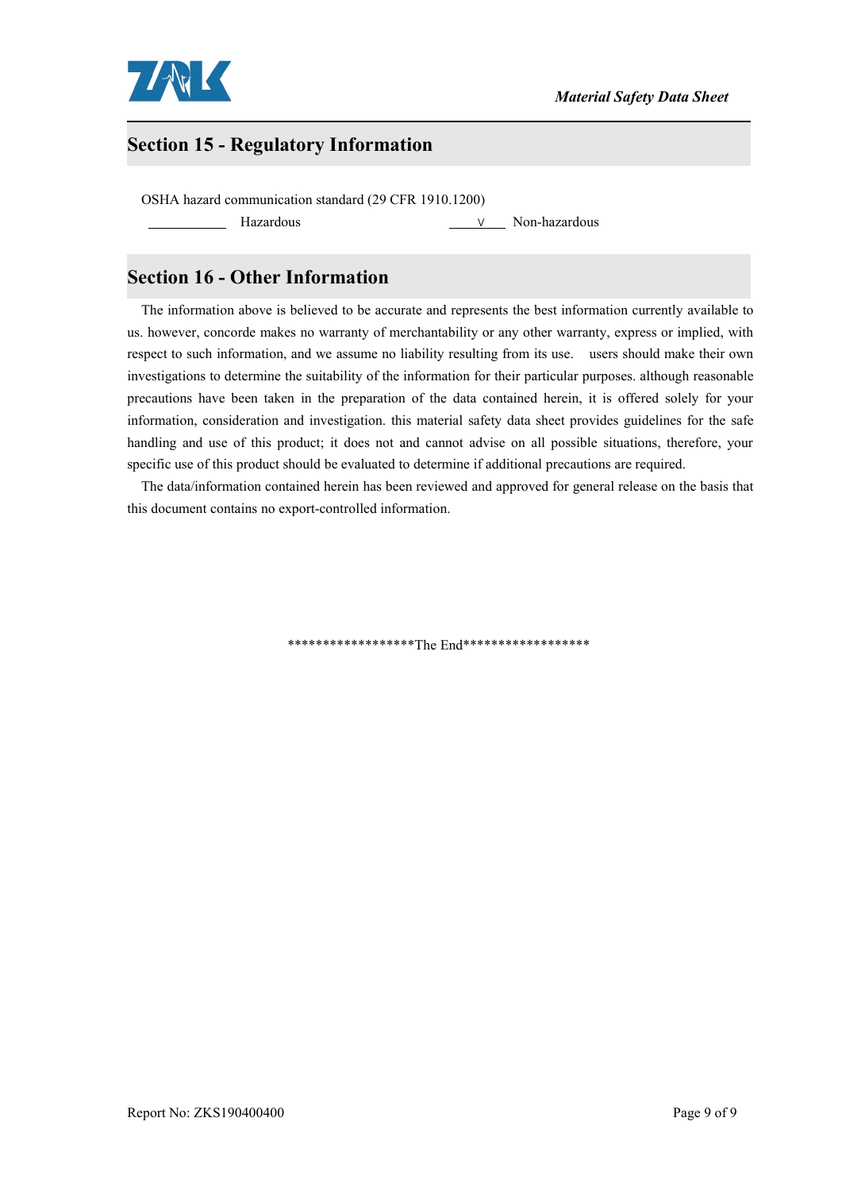## Section 15 - Regulatory Information

OSHA hazard communication standard (29 CFR 1910.1200)

\_\_\_\_\_\_\_\_\_\_\_ Hazardous \_\_\_\_V\_\_\_ Non-hazardous

## Section 16 - Other Information

The information above is believed to be accurate and represents the best information currently available to us. however, concorde makes no warranty of merchantability or any other warranty, express or implied, with respect to such information, and we assume no liability resulting from its use. users should make their own investigations to determine the suitability of the information for their particular purposes. although reasonable precautions have been taken in the preparation of the data contained herein, it is offered solely for your information, consideration and investigation. this material safety data sheet provides guidelines for the safe handling and use of this product; it does not and cannot advise on all possible situations, therefore, your specific use of this product should be evaluated to determine if additional precautions are required.

The data/information contained herein has been reviewed and approved for general release on the basis that this document contains no export-controlled information.

******************The End******************